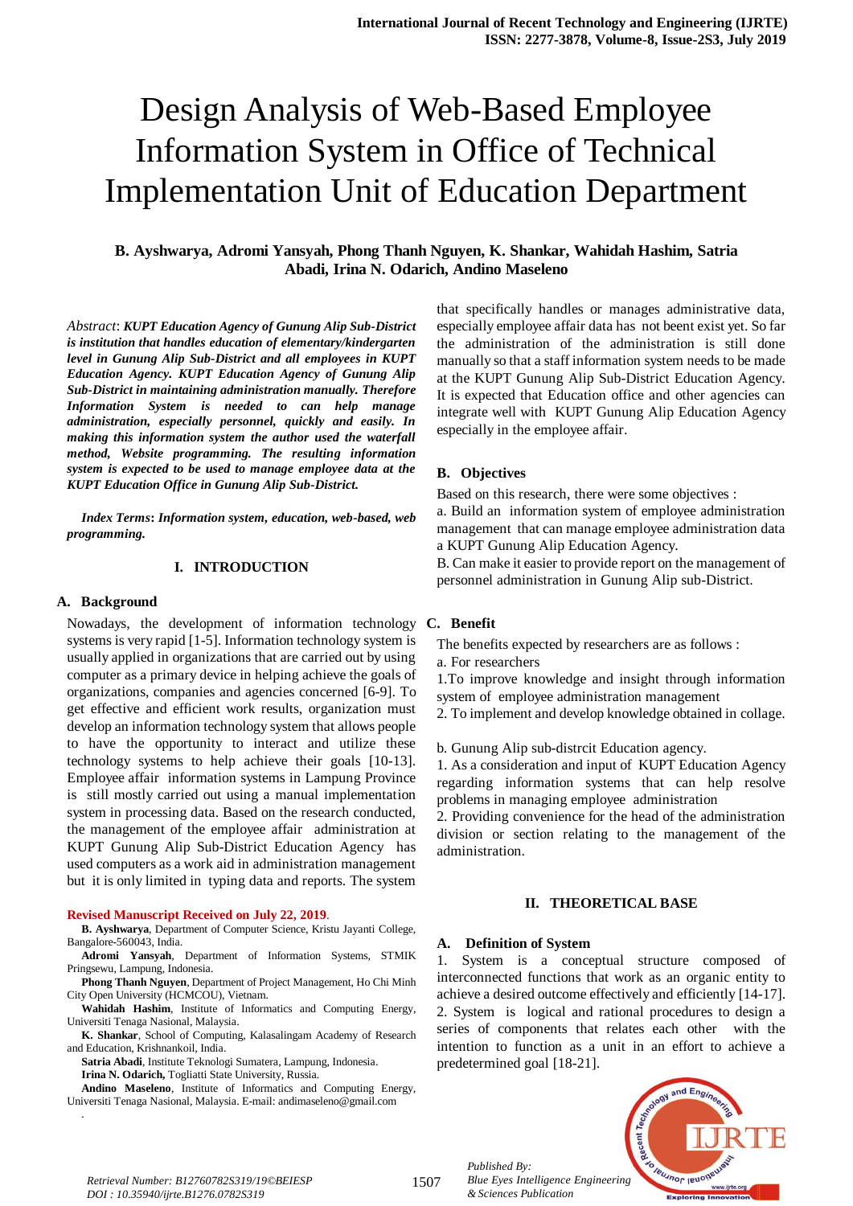# Design Analysis of Web-Based Employee Information System in Office of Technical Implementation Unit of Education Department

**B. Ayshwarya, Adromi Yansyah, Phong Thanh Nguyen, K. Shankar, Wahidah Hashim, Satria Abadi, Irina N. Odarich, Andino Maseleno**

*Abstract*: ***KUPT Education Agency of Gunung Alip Sub-District is institution that handles education of elementary/kindergarten level in Gunung Alip Sub-District and all employees in KUPT Education Agency. KUPT Education Agency of Gunung Alip Sub-District in maintaining administration manually. Therefore Information System is needed to can help manage administration, especially personnel, quickly and easily. In making this information system the author used the waterfall method, Website programming. The resulting information system is expected to be used to manage employee data at the KUPT Education Office in Gunung Alip Sub-District.***

***Index Terms*: *Information system, education, web-based, web programming.***

## I. INTRODUCTION

### A. Background

Nowadays, the development of information technology systems is very rapid [1-5]. Information technology system is usually applied in organizations that are carried out by using computer as a primary device in helping achieve the goals of organizations, companies and agencies concerned [6-9]. To get effective and efficient work results, organization must develop an information technology system that allows people to have the opportunity to interact and utilize these technology systems to help achieve their goals [10-13]. Employee affair information systems in Lampung Province is still mostly carried out using a manual implementation system in processing data. Based on the research conducted, the management of the employee affair administration at KUPT Gunung Alip Sub-District Education Agency has used computers as a work aid in administration management but it is only limited in typing data and reports. The system that specifically handles or manages administrative data, especially employee affair data has not beent exist yet. So far the administration of the administration is still done manually so that a staff information system needs to be made at the KUPT Gunung Alip Sub-District Education Agency. It is expected that Education office and other agencies can integrate well with KUPT Gunung Alip Education Agency especially in the employee affair.

### B. Objectives

Based on this research, there were some objectives :

a. Build an information system of employee administration management that can manage employee administration data a KUPT Gunung Alip Education Agency.

B. Can make it easier to provide report on the management of personnel administration in Gunung Alip sub-District.

### C. Benefit

The benefits expected by researchers are as follows :

a. For researchers

1.To improve knowledge and insight through information system of employee administration management

2. To implement and develop knowledge obtained in collage.

b. Gunung Alip sub-distrcit Education agency.

1. As a consideration and input of KUPT Education Agency regarding information systems that can help resolve problems in managing employee administration

2. Providing convenience for the head of the administration division or section relating to the management of the administration.

## II. THEORETICAL BASE

### A. Definition of System

1. System is a conceptual structure composed of interconnected functions that work as an organic entity to achieve a desired outcome effectively and efficiently [14-17].

2. System is logical and rational procedures to design a series of components that relates each other with the intention to function as a unit in an effort to achieve a predetermined goal [18-21].

**Revised Manuscript Received on July 22, 2019.**

**B. Ayshwarya**, Department of Computer Science, Kristu Jayanti College, Bangalore-560043, India.

**Adromi Yansyah**, Department of Information Systems, STMIK Pringsewu, Lampung, Indonesia.

**Phong Thanh Nguyen**, Department of Project Management, Ho Chi Minh City Open University (HCMCOU), Vietnam.

**Wahidah Hashim**, Institute of Informatics and Computing Energy, Universiti Tenaga Nasional, Malaysia.

**K. Shankar**, School of Computing, Kalasalingam Academy of Research and Education, Krishnankoil, India.

**Satria Abadi**, Institute Teknologi Sumatera, Lampung, Indonesia.

**Irina N. Odarich,** Togliatti State University, Russia.

**Andino Maseleno**, Institute of Informatics and Computing Energy, Universiti Tenaga Nasional, Malaysia. E-mail: andimaseleno@gmail.com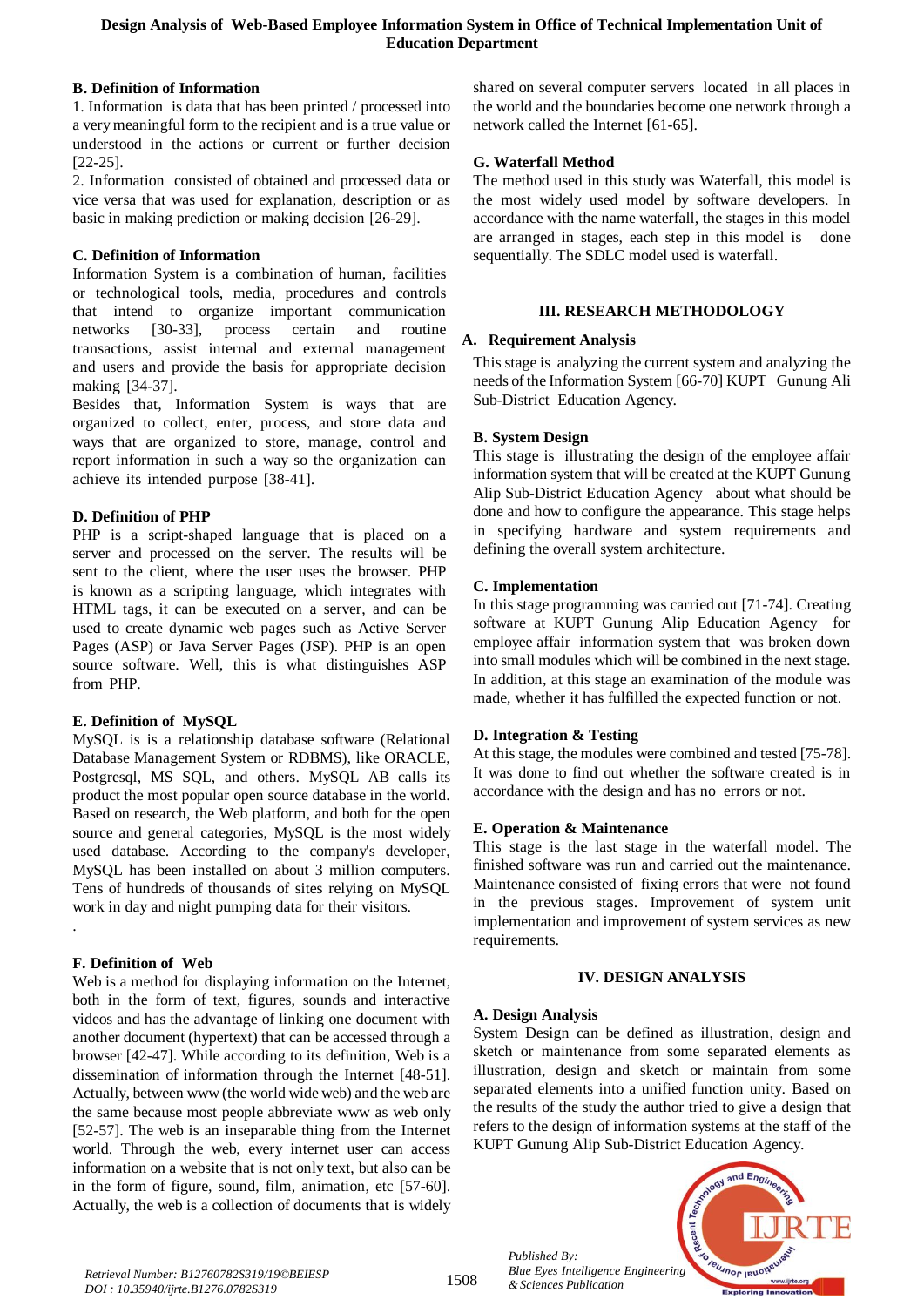### B. Definition of Information

1. Information is data that has been printed / processed into a very meaningful form to the recipient and is a true value or understood in the actions or current or further decision [22-25].

2. Information consisted of obtained and processed data or vice versa that was used for explanation, description or as basic in making prediction or making decision [26-29].

### C. Definition of Information

Information System is a combination of human, facilities or technological tools, media, procedures and controls that intend to organize important communication networks [30-33], process certain and routine transactions, assist internal and external management and users and provide the basis for appropriate decision making [34-37].

Besides that, Information System is ways that are organized to collect, enter, process, and store data and ways that are organized to store, manage, control and report information in such a way so the organization can achieve its intended purpose [38-41].

### D. Definition of PHP

PHP is a script-shaped language that is placed on a server and processed on the server. The results will be sent to the client, where the user uses the browser. PHP is known as a scripting language, which integrates with HTML tags, it can be executed on a server, and can be used to create dynamic web pages such as Active Server Pages (ASP) or Java Server Pages (JSP). PHP is an open source software. Well, this is what distinguishes ASP from PHP.

### E. Definition of MySQL

MySQL is is a relationship database software (Relational Database Management System or RDBMS), like ORACLE, Postgresql, MS SQL, and others. MySQL AB calls its product the most popular open source database in the world. Based on research, the Web platform, and both for the open source and general categories, MySQL is the most widely used database. According to the company's developer, MySQL has been installed on about 3 million computers. Tens of hundreds of thousands of sites relying on MySQL work in day and night pumping data for their visitors.

.

### F. Definition of Web

Web is a method for displaying information on the Internet, both in the form of text, figures, sounds and interactive videos and has the advantage of linking one document with another document (hypertext) that can be accessed through a browser [42-47]. While according to its definition, Web is a dissemination of information through the Internet [48-51]. Actually, between www (the world wide web) and the web are the same because most people abbreviate www as web only [52-57]. The web is an inseparable thing from the Internet world. Through the web, every internet user can access information on a website that is not only text, but also can be in the form of figure, sound, film, animation, etc [57-60]. Actually, the web is a collection of documents that is widely shared on several computer servers located in all places in the world and the boundaries become one network through a network called the Internet [61-65].

### G. Waterfall Method

The method used in this study was Waterfall, this model is the most widely used model by software developers. In accordance with the name waterfall, the stages in this model are arranged in stages, each step in this model is done sequentially. The SDLC model used is waterfall.

## III. RESEARCH METHODOLOGY

### A. Requirement Analysis

This stage is analyzing the current system and analyzing the needs of the Information System [66-70] KUPT Gunung Ali Sub-District Education Agency.

### B. System Design

This stage is illustrating the design of the employee affair information system that will be created at the KUPT Gunung Alip Sub-District Education Agency about what should be done and how to configure the appearance. This stage helps in specifying hardware and system requirements and defining the overall system architecture.

### C. Implementation

In this stage programming was carried out [71-74]. Creating software at KUPT Gunung Alip Education Agency for employee affair information system that was broken down into small modules which will be combined in the next stage. In addition, at this stage an examination of the module was made, whether it has fulfilled the expected function or not.

### D. Integration & Testing

At this stage, the modules were combined and tested [75-78]. It was done to find out whether the software created is in accordance with the design and has no errors or not.

### E. Operation & Maintenance

This stage is the last stage in the waterfall model. The finished software was run and carried out the maintenance. Maintenance consisted of fixing errors that were not found in the previous stages. Improvement of system unit implementation and improvement of system services as new requirements.

## IV. DESIGN ANALYSIS

### A. Design Analysis

System Design can be defined as illustration, design and sketch or maintenance from some separated elements as illustration, design and sketch or maintain from some separated elements into a unified function unity. Based on the results of the study the author tried to give a design that refers to the design of information systems at the staff of the KUPT Gunung Alip Sub-District Education Agency.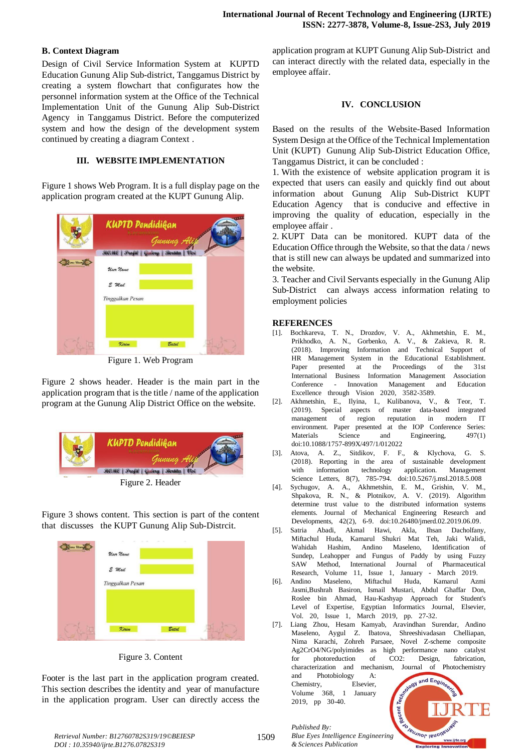### B. Context Diagram

Design of Civil Service Information System at KUPTD Education Gunung Alip Sub-district, Tanggamus District by creating a system flowchart that configurates how the personnel information system at the Office of the Technical Implementation Unit of the Gunung Alip Sub-District Agency in Tanggamus District. Before the computerized system and how the design of the development system continued by creating a diagram Context .

## III. WEBSITE IMPLEMENTATION

Figure 1 shows Web Program. It is a full display page on the application program created at the KUPT Gunung Alip.

Figure 1. Web Program

Figure 2 shows header. Header is the main part in the application program that is the title / name of the application program at the Gunung Alip District Office on the website.

Figure 2. Header

Figure 3 shows content. This section is part of the content that discusses the KUPT Gunung Alip Sub-Distrcit.

Figure 3. Content

Footer is the last part in the application program created. This section describes the identity and year of manufacture in the application program. User can directly access the application program at KUPT Gunung Alip Sub-District and can interact directly with the related data, especially in the employee affair.

## IV. CONCLUSION

Based on the results of the Website-Based Information System Design at the Office of the Technical Implementation Unit (KUPT) Gunung Alip Sub-District Education Office, Tanggamus District, it can be concluded :

1. With the existence of website application program it is expected that users can easily and quickly find out about information about Gunung Alip Sub-District KUPT Education Agency that is conducive and effective in improving the quality of education, especially in the employee affair .
2. KUPT Data can be monitored. KUPT data of the Education Office through the Website, so that the data / news that is still new can always be updated and summarized into the website.
3. Teacher and Civil Servants especially in the Gunung Alip Sub-District can always access information relating to employment policies

## REFERENCES

[1]. Bochkareva, T. N., Drozdov, V. A., Akhmetshin, E. M., Prikhodko, A. N., Gorbenko, A. V., & Zakieva, R. R. (2018). Improving Information and Technical Support of HR Management System in the Educational Establishment. Paper presented at the Proceedings of the 31st International Business Information Management Association Conference - Innovation Management and Education Excellence through Vision 2020, 3582-3589.

[2]. Akhmetshin, E., Ilyina, I., Kulibanova, V., & Teor, T. (2019). Special aspects of master data-based integrated management of region reputation in modern IT environment. Paper presented at the IOP Conference Series: Materials Science and Engineering, 497(1) doi:10.1088/1757-899X/497/1/012022

[3]. Atova, A. Z., Sitdikov, F. F., & Klychova, G. S. (2018). Reporting in the area of sustainable development with information technology application. Management Science Letters, 8(7), 785-794. doi:10.5267/j.msl.2018.5.008

[4]. Sychugov, A. A., Akhmetshin, E. M., Grishin, V. M., Shpakova, R. N., & Plotnikov, A. V. (2019). Algorithm determine trust value to the distributed information systems elements. Journal of Mechanical Engineering Research and Developments, 42(2), 6-9. doi:10.26480/jmerd.02.2019.06.09.

[5]. Satria Abadi, Akmal Hawi, Akla, Ihsan Dacholfany, Miftachul Huda, Kamarul Shukri Mat Teh, Jaki Walidi, Wahidah Hashim, Andino Maseleno, Identification of Sundep, Leahopper and Fungus of Paddy by using Fuzzy SAW Method, International Journal of Pharmaceutical Research, Volume 11, Issue 1, January - March 2019.

[6]. Andino Maseleno, Miftachul Huda, Kamarul Azmi Jasmi,Bushrah Basiron, Ismail Mustari, Abdul Ghaffar Don, Roslee bin Ahmad, Hau-Kashyap Approach for Student's Level of Expertise, Egyptian Informatics Journal, Elsevier, Vol. 20, Issue 1, March 2019, pp. 27-32.

[7]. Liang Zhou, Hesam Kamyab, Aravindhan Surendar, Andino Maseleno, Aygul Z. Ibatova, Shreeshivadasan Chelliapan, Nima Karachi, Zohreh Parsaee, Novel Z-scheme composite Ag2CrO4/NG/polyimides as high performance nano catalyst for photoreduction of CO2: Design, fabrication, characterization and mechanism, Journal of Photochemistry and Photobiology A: Chemistry, Elsevier, Volume 368, 1 January 2019, pp 30-40.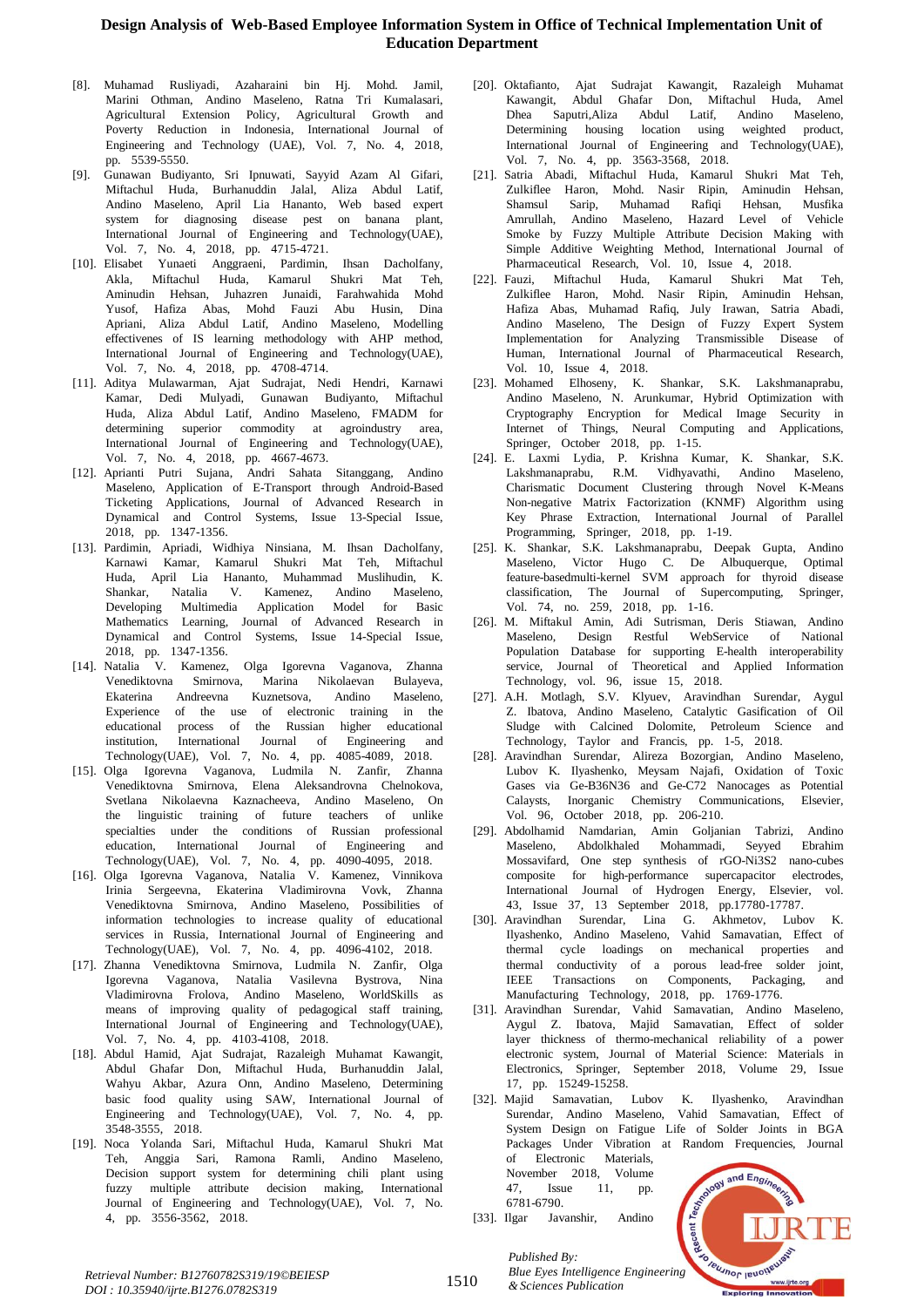[8]. Muhamad Rusliyadi, Azaharaini bin Hj. Mohd. Jamil, Marini Othman, Andino Maseleno, Ratna Tri Kumalasari, Agricultural Extension Policy, Agricultural Growth and Poverty Reduction in Indonesia, International Journal of Engineering and Technology (UAE), Vol. 7, No. 4, 2018, pp. 5539-5550.

[9]. Gunawan Budiyanto, Sri Ipnuwati, Sayyid Azam Al Gifari, Miftachul Huda, Burhanuddin Jalal, Aliza Abdul Latif, Andino Maseleno, April Lia Hananto, Web based expert system for diagnosing disease pest on banana plant, International Journal of Engineering and Technology(UAE), Vol. 7, No. 4, 2018, pp. 4715-4721.

[10]. Elisabet Yunaeti Anggraeni, Pardimin, Ihsan Dacholfany, Akla, Miftachul Huda, Kamarul Shukri Mat Teh, Aminudin Hehsan, Juhazren Junaidi, Farahwahida Mohd Yusof, Hafiza Abas, Mohd Fauzi Abu Husin, Dina Apriani, Aliza Abdul Latif, Andino Maseleno, Modelling effectivenes of IS learning methodology with AHP method, International Journal of Engineering and Technology(UAE), Vol. 7, No. 4, 2018, pp. 4708-4714.

[11]. Aditya Mulawarman, Ajat Sudrajat, Nedi Hendri, Karnawi Kamar, Dedi Mulyadi, Gunawan Budiyanto, Miftachul Huda, Aliza Abdul Latif, Andino Maseleno, FMADM for determining superior commodity at agroindustry area, International Journal of Engineering and Technology(UAE), Vol. 7, No. 4, 2018, pp. 4667-4673.

[12]. Aprianti Putri Sujana, Andri Sahata Sitanggang, Andino Maseleno, Application of E-Transport through Android-Based Ticketing Applications, Journal of Advanced Research in Dynamical and Control Systems, Issue 13-Special Issue, 2018, pp. 1347-1356.

[13]. Pardimin, Apriadi, Widhiya Ninsiana, M. Ihsan Dacholfany, Karnawi Kamar, Kamarul Shukri Mat Teh, Miftachul Huda, April Lia Hananto, Muhammad Muslihudin, K. Shankar, Natalia V. Kamenez, Andino Maseleno, Developing Multimedia Application Model for Basic Mathematics Learning, Journal of Advanced Research in Dynamical and Control Systems, Issue 14-Special Issue, 2018, pp. 1347-1356.

[14]. Natalia V. Kamenez, Olga Igorevna Vaganova, Zhanna Venediktovna Smirnova, Marina Nikolaevan Bulayeva, Ekaterina Andreevna Kuznetsova, Andino Maseleno, Experience of the use of electronic training in the educational process of the Russian higher educational institution, International Journal of Engineering and Technology(UAE), Vol. 7, No. 4, pp. 4085-4089, 2018.

[15]. Olga Igorevna Vaganova, Ludmila N. Zanfir, Zhanna Venediktovna Smirnova, Elena Aleksandrovna Chelnokova, Svetlana Nikolaevna Kaznacheeva, Andino Maseleno, On the linguistic training of future teachers of unlike specialties under the conditions of Russian professional education, International Journal of Engineering and Technology(UAE), Vol. 7, No. 4, pp. 4090-4095, 2018.

[16]. Olga Igorevna Vaganova, Natalia V. Kamenez, Vinnikova Irinia Sergeevna, Ekaterina Vladimirovna Vovk, Zhanna Venediktovna Smirnova, Andino Maseleno, Possibilities of information technologies to increase quality of educational services in Russia, International Journal of Engineering and Technology(UAE), Vol. 7, No. 4, pp. 4096-4102, 2018.

[17]. Zhanna Venediktovna Smirnova, Ludmila N. Zanfir, Olga Igorevna Vaganova, Natalia Vasilevna Bystrova, Nina Vladimirovna Frolova, Andino Maseleno, WorldSkills as means of improving quality of pedagogical staff training, International Journal of Engineering and Technology(UAE), Vol. 7, No. 4, pp. 4103-4108, 2018.

[18]. Abdul Hamid, Ajat Sudrajat, Razaleigh Muhamat Kawangit, Abdul Ghafar Don, Miftachul Huda, Burhanuddin Jalal, Wahyu Akbar, Azura Onn, Andino Maseleno, Determining basic food quality using SAW, International Journal of Engineering and Technology(UAE), Vol. 7, No. 4, pp. 3548-3555, 2018.

[19]. Noca Yolanda Sari, Miftachul Huda, Kamarul Shukri Mat Teh, Anggia Sari, Ramona Ramli, Andino Maseleno, Decision support system for determining chili plant using fuzzy multiple attribute decision making, International Journal of Engineering and Technology(UAE), Vol. 7, No. 4, pp. 3556-3562, 2018.

[20]. Oktafianto, Ajat Sudrajat Kawangit, Razaleigh Muhamat Kawangit, Abdul Ghafar Don, Miftachul Huda, Amel Dhea Saputri,Aliza Abdul Latif, Andino Maseleno, Determining housing location using weighted product, International Journal of Engineering and Technology(UAE), Vol. 7, No. 4, pp. 3563-3568, 2018.

[21]. Satria Abadi, Miftachul Huda, Kamarul Shukri Mat Teh, Zulkiflee Haron, Mohd. Nasir Ripin, Aminudin Hehsan, Shamsul Sarip, Muhamad Rafiqi Hehsan, Musfika Amrullah, Andino Maseleno, Hazard Level of Vehicle Smoke by Fuzzy Multiple Attribute Decision Making with Simple Additive Weighting Method, International Journal of Pharmaceutical Research, Vol. 10, Issue 4, 2018.

[22]. Fauzi, Miftachul Huda, Kamarul Shukri Mat Teh, Zulkiflee Haron, Mohd. Nasir Ripin, Aminudin Hehsan, Hafiza Abas, Muhamad Rafiq, July Irawan, Satria Abadi, Andino Maseleno, The Design of Fuzzy Expert System Implementation for Analyzing Transmissible Disease of Human, International Journal of Pharmaceutical Research, Vol. 10, Issue 4, 2018.

[23]. Mohamed Elhoseny, K. Shankar, S.K. Lakshmanaprabu, Andino Maseleno, N. Arunkumar, Hybrid Optimization with Cryptography Encryption for Medical Image Security in Internet of Things, Neural Computing and Applications, Springer, October 2018, pp. 1-15.

[24]. E. Laxmi Lydia, P. Krishna Kumar, K. Shankar, S.K. Lakshmanaprabu, R.M. Vidhyavathi, Andino Maseleno, Charismatic Document Clustering through Novel K-Means Non-negative Matrix Factorization (KNMF) Algorithm using Key Phrase Extraction, International Journal of Parallel Programming, Springer, 2018, pp. 1-19.

[25]. K. Shankar, S.K. Lakshmanaprabu, Deepak Gupta, Andino Maseleno, Victor Hugo C. De Albuquerque, Optimal feature-basedmulti-kernel SVM approach for thyroid disease classification, The Journal of Supercomputing, Springer, Vol. 74, no. 259, 2018, pp. 1-16.

[26]. M. Miftakul Amin, Adi Sutrisman, Deris Stiawan, Andino Maseleno, Design Restful WebService of National Population Database for supporting E-health interoperability service, Journal of Theoretical and Applied Information Technology, vol. 96, issue 15, 2018.

[27]. A.H. Motlagh, S.V. Klyuev, Aravindhan Surendar, Aygul Z. Ibatova, Andino Maseleno, Catalytic Gasification of Oil Sludge with Calcined Dolomite, Petroleum Science and Technology, Taylor and Francis, pp. 1-5, 2018.

[28]. Aravindhan Surendar, Alireza Bozorgian, Andino Maseleno, Lubov K. Ilyashenko, Meysam Najafi, Oxidation of Toxic Gases via Ge-B36N36 and Ge-C72 Nanocages as Potential Calaysts, Inorganic Chemistry Communications, Elsevier, Vol. 96, October 2018, pp. 206-210.

[29]. Abdolhamid Namdarian, Amin Goljanian Tabrizi, Andino Maseleno, Abdolkhaled Mohammadi, Seyyed Ebrahim Mossavifard, One step synthesis of rGO-Ni3S2 nano-cubes composite for high-performance supercapacitor electrodes, International Journal of Hydrogen Energy, Elsevier, vol. 43, Issue 37, 13 September 2018, pp.17780-17787.

[30]. Aravindhan Surendar, Lina G. Akhmetov, Lubov K. Ilyashenko, Andino Maseleno, Vahid Samavatian, Effect of thermal cycle loadings on mechanical properties and thermal conductivity of a porous lead-free solder joint, IEEE Transactions on Components, Packaging, and Manufacturing Technology, 2018, pp. 1769-1776.

[31]. Aravindhan Surendar, Vahid Samavatian, Andino Maseleno, Aygul Z. Ibatova, Majid Samavatian, Effect of solder layer thickness of thermo-mechanical reliability of a power electronic system, Journal of Material Science: Materials in Electronics, Springer, September 2018, Volume 29, Issue 17, pp. 15249-15258.

[32]. Majid Samavatian, Lubov K. Ilyashenko, Aravindhan Surendar, Andino Maseleno, Vahid Samavatian, Effect of System Design on Fatigue Life of Solder Joints in BGA Packages Under Vibration at Random Frequencies, Journal of Electronic Materials, November 2018, Volume 47, Issue 11, pp. 6781-6790.

[33]. Ilgar Javanshir, Andino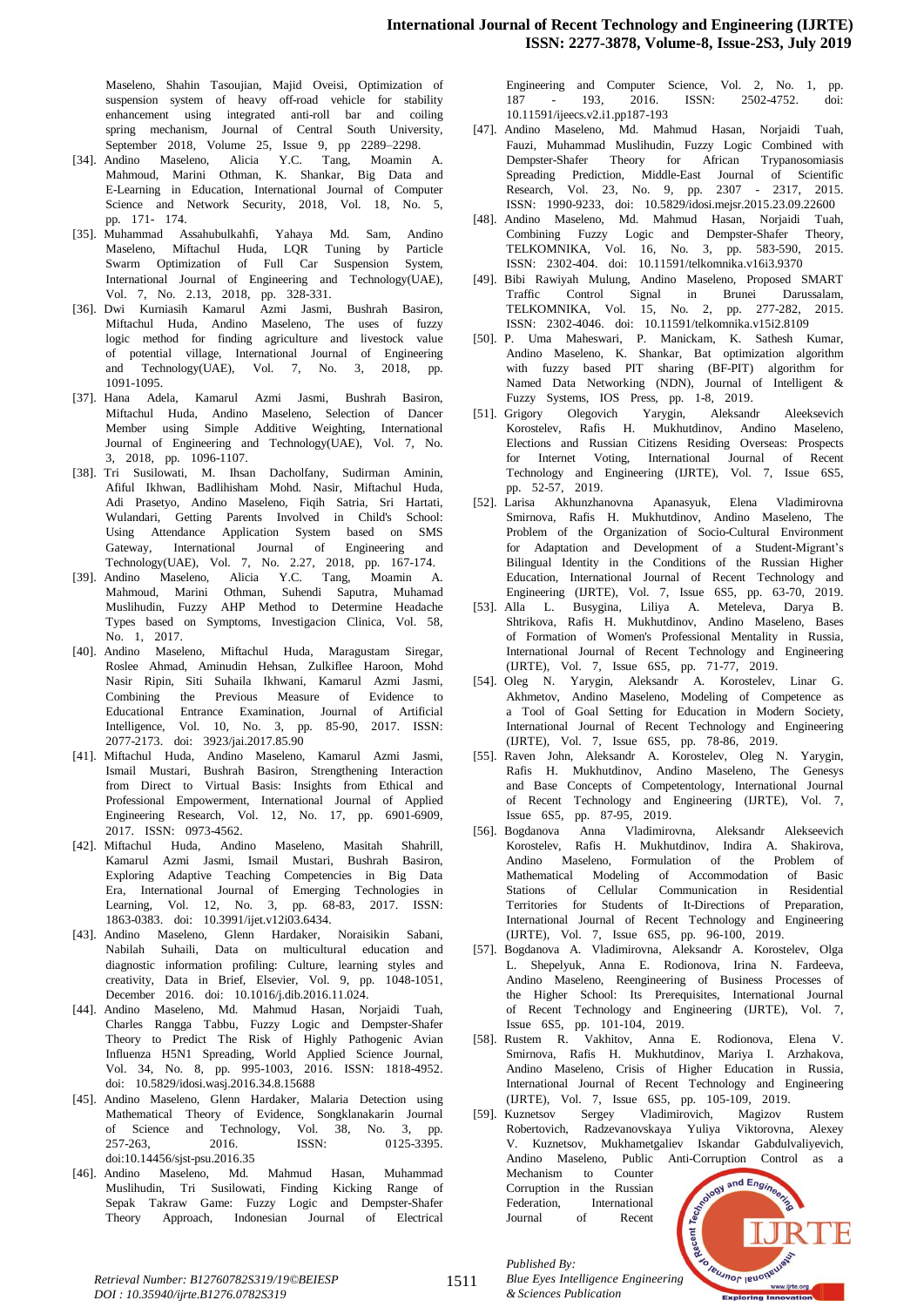Maseleno, Shahin Tasoujian, Majid Oveisi, Optimization of suspension system of heavy off-road vehicle for stability enhancement using integrated anti-roll bar and coiling spring mechanism, Journal of Central South University, September 2018, Volume 25, Issue 9, pp 2289–2298.

[34]. Andino Maseleno, Alicia Y.C. Tang, Moamin A. Mahmoud, Marini Othman, K. Shankar, Big Data and E-Learning in Education, International Journal of Computer Science and Network Security, 2018, Vol. 18, No. 5, pp. 171- 174.

[35]. Muhammad Assahubulkahfi, Yahaya Md. Sam, Andino Maseleno, Miftachul Huda, LQR Tuning by Particle Swarm Optimization of Full Car Suspension System, International Journal of Engineering and Technology(UAE), Vol. 7, No. 2.13, 2018, pp. 328-331.

[36]. Dwi Kurniasih Kamarul Azmi Jasmi, Bushrah Basiron, Miftachul Huda, Andino Maseleno, The uses of fuzzy logic method for finding agriculture and livestock value of potential village, International Journal of Engineering and Technology(UAE), Vol. 7, No. 3, 2018, pp. 1091-1095.

[37]. Hana Adela, Kamarul Azmi Jasmi, Bushrah Basiron, Miftachul Huda, Andino Maseleno, Selection of Dancer Member using Simple Additive Weighting, International Journal of Engineering and Technology(UAE), Vol. 7, No. 3, 2018, pp. 1096-1107.

[38]. Tri Susilowati, M. Ihsan Dacholfany, Sudirman Aminin, Afiful Ikhwan, Badlihisham Mohd. Nasir, Miftachul Huda, Adi Prasetyo, Andino Maseleno, Fiqih Satria, Sri Hartati, Wulandari, Getting Parents Involved in Child's School: Using Attendance Application System based on SMS Gateway, International Journal of Engineering and Technology(UAE), Vol. 7, No. 2.27, 2018, pp. 167-174.

[39]. Andino Maseleno, Alicia Y.C. Tang, Moamin A. Mahmoud, Marini Othman, Suhendi Saputra, Muhamad Muslihudin, Fuzzy AHP Method to Determine Headache Types based on Symptoms, Investigacion Clinica, Vol. 58, No. 1, 2017.

[40]. Andino Maseleno, Miftachul Huda, Maragustam Siregar, Roslee Ahmad, Aminudin Hehsan, Zulkiflee Haroon, Mohd Nasir Ripin, Siti Suhaila Ikhwani, Kamarul Azmi Jasmi, Combining the Previous Measure of Evidence to Educational Entrance Examination, Journal of Artificial Intelligence, Vol. 10, No. 3, pp. 85-90, 2017. ISSN: 2077-2173. doi: 3923/jai.2017.85.90

[41]. Miftachul Huda, Andino Maseleno, Kamarul Azmi Jasmi, Ismail Mustari, Bushrah Basiron, Strengthening Interaction from Direct to Virtual Basis: Insights from Ethical and Professional Empowerment, International Journal of Applied Engineering Research, Vol. 12, No. 17, pp. 6901-6909, 2017. ISSN: 0973-4562.

[42]. Miftachul Huda, Andino Maseleno, Masitah Shahrill, Kamarul Azmi Jasmi, Ismail Mustari, Bushrah Basiron, Exploring Adaptive Teaching Competencies in Big Data Era, International Journal of Emerging Technologies in Learning, Vol. 12, No. 3, pp. 68-83, 2017. ISSN: 1863-0383. doi: 10.3991/ijet.v12i03.6434.

[43]. Andino Maseleno, Glenn Hardaker, Noraisikin Sabani, Nabilah Suhaili, Data on multicultural education and diagnostic information profiling: Culture, learning styles and creativity, Data in Brief, Elsevier, Vol. 9, pp. 1048-1051, December 2016. doi: 10.1016/j.dib.2016.11.024.

[44]. Andino Maseleno, Md. Mahmud Hasan, Norjaidi Tuah, Charles Rangga Tabbu, Fuzzy Logic and Dempster-Shafer Theory to Predict The Risk of Highly Pathogenic Avian Influenza H5N1 Spreading, World Applied Science Journal, Vol. 34, No. 8, pp. 995-1003, 2016. ISSN: 1818-4952. doi: 10.5829/idosi.wasj.2016.34.8.15688

[45]. Andino Maseleno, Glenn Hardaker, Malaria Detection using Mathematical Theory of Evidence, Songklanakarin Journal of Science and Technology, Vol. 38, No. 3, pp. 257-263, 2016. ISSN: 0125-3395. doi:10.14456/sjst-psu.2016.35

[46]. Andino Maseleno, Md. Mahmud Hasan, Muhammad Muslihudin, Tri Susilowati, Finding Kicking Range of Sepak Takraw Game: Fuzzy Logic and Dempster-Shafer Theory Approach, Indonesian Journal of Electrical Engineering and Computer Science, Vol. 2, No. 1, pp. 187 - 193, 2016. ISSN: 2502-4752. doi: 10.11591/ijeecs.v2.i1.pp187-193

[47]. Andino Maseleno, Md. Mahmud Hasan, Norjaidi Tuah, Fauzi, Muhammad Muslihudin, Fuzzy Logic Combined with Dempster-Shafer Theory for African Trypanosomiasis Spreading Prediction, Middle-East Journal of Scientific Research, Vol. 23, No. 9, pp. 2307 - 2317, 2015. ISSN: 1990-9233, doi: 10.5829/idosi.mejsr.2015.23.09.22600

[48]. Andino Maseleno, Md. Mahmud Hasan, Norjaidi Tuah, Combining Fuzzy Logic and Dempster-Shafer Theory, TELKOMNIKA, Vol. 16, No. 3, pp. 583-590, 2015. ISSN: 2302-404. doi: 10.11591/telkomnika.v16i3.9370

[49]. Bibi Rawiyah Mulung, Andino Maseleno, Proposed SMART Traffic Control Signal in Brunei Darussalam, TELKOMNIKA, Vol. 15, No. 2, pp. 277-282, 2015. ISSN: 2302-4046. doi: 10.11591/telkomnika.v15i2.8109

[50]. P. Uma Maheswari, P. Manickam, K. Sathesh Kumar, Andino Maseleno, K. Shankar, Bat optimization algorithm with fuzzy based PIT sharing (BF-PIT) algorithm for Named Data Networking (NDN), Journal of Intelligent & Fuzzy Systems, IOS Press, pp. 1-8, 2019.

[51]. Grigory Olegovich Yarygin, Aleksandr Aleeksevich Korostelev, Rafis H. Mukhutdinov, Andino Maseleno, Elections and Russian Citizens Residing Overseas: Prospects for Internet Voting, International Journal of Recent Technology and Engineering (IJRTE), Vol. 7, Issue 6S5, pp. 52-57, 2019.

[52]. Larisa Akhunzhanovna Apanasyuk, Elena Vladimirovna Smirnova, Rafis H. Mukhutdinov, Andino Maseleno, The Problem of the Organization of Socio-Cultural Environment for Adaptation and Development of a Student-Migrant's Bilingual Identity in the Conditions of the Russian Higher Education, International Journal of Recent Technology and Engineering (IJRTE), Vol. 7, Issue 6S5, pp. 63-70, 2019.

[53]. Alla L. Busygina, Liliya A. Meteleva, Darya B. Shtrikova, Rafis H. Mukhutdinov, Andino Maseleno, Bases of Formation of Women's Professional Mentality in Russia, International Journal of Recent Technology and Engineering (IJRTE), Vol. 7, Issue 6S5, pp. 71-77, 2019.

[54]. Oleg N. Yarygin, Aleksandr A. Korostelev, Linar G. Akhmetov, Andino Maseleno, Modeling of Competence as a Tool of Goal Setting for Education in Modern Society, International Journal of Recent Technology and Engineering (IJRTE), Vol. 7, Issue 6S5, pp. 78-86, 2019.

[55]. Raven John, Aleksandr A. Korostelev, Oleg N. Yarygin, Rafis H. Mukhutdinov, Andino Maseleno, The Genesys and Base Concepts of Competentology, International Journal of Recent Technology and Engineering (IJRTE), Vol. 7, Issue 6S5, pp. 87-95, 2019.

[56]. Bogdanova Anna Vladimirovna, Aleksandr Alekseevich Korostelev, Rafis H. Mukhutdinov, Indira A. Shakirova, Andino Maseleno, Formulation of the Problem of Mathematical Modeling of Accommodation of Basic Stations of Cellular Communication in Residential Territories for Students of It-Directions of Preparation, International Journal of Recent Technology and Engineering (IJRTE), Vol. 7, Issue 6S5, pp. 96-100, 2019.

[57]. Bogdanova A. Vladimirovna, Aleksandr A. Korostelev, Olga L. Shepelyuk, Anna E. Rodionova, Irina N. Fardeeva, Andino Maseleno, Reengineering of Business Processes of the Higher School: Its Prerequisites, International Journal of Recent Technology and Engineering (IJRTE), Vol. 7, Issue 6S5, pp. 101-104, 2019.

[58]. Rustem R. Vakhitov, Anna E. Rodionova, Elena V. Smirnova, Rafis H. Mukhutdinov, Mariya I. Arzhakova, Andino Maseleno, Crisis of Higher Education in Russia, International Journal of Recent Technology and Engineering (IJRTE), Vol. 7, Issue 6S5, pp. 105-109, 2019.

[59]. Kuznetsov Sergey Vladimirovich, Magizov Rustem Robertovich, Radzevanovskaya Yuliya Viktorovna, Alexey V. Kuznetsov, Mukhametgaliev Iskandar Gabdulvaliyevich, Andino Maseleno, Public Anti-Corruption Control as a Mechanism to Counter Corruption in the Russian Federation, International Journal of Recent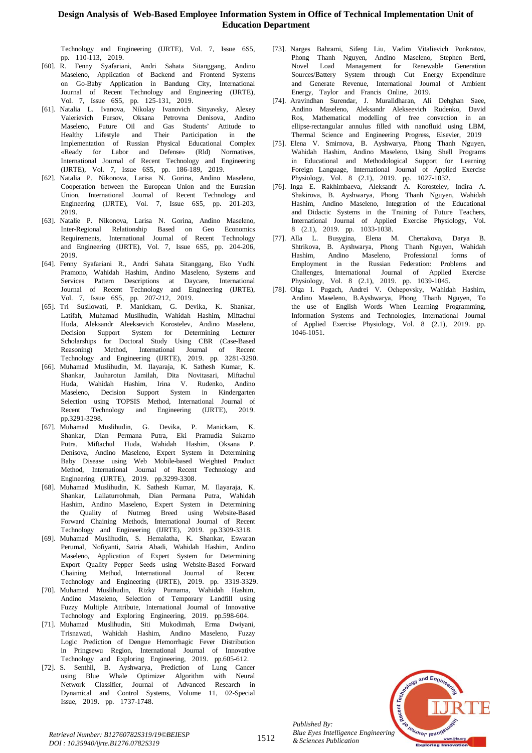Technology and Engineering (IJRTE), Vol. 7, Issue 6S5, pp. 110-113, 2019.

[60]. R. Fenny Syafariani, Andri Sahata Sitanggang, Andino Maseleno, Application of Backend and Frontend Systems on Go-Baby Application in Bandung City, International Journal of Recent Technology and Engineering (IJRTE), Vol. 7, Issue 6S5, pp. 125-131, 2019.

[61]. Natalia L. Ivanova, Nikolay Ivanovich Sinyavsky, Alexey Valerievich Fursov, Oksana Petrovna Denisova, Andino Maseleno, Future Oil and Gas Students' Attitude to Healthy Lifestyle and Their Participation in the Implementation of Russian Physical Educational Complex «Ready for Labor and Defense» (Rld) Normatives, International Journal of Recent Technology and Engineering (IJRTE), Vol. 7, Issue 6S5, pp. 186-189, 2019.

[62]. Natalia P. Nikonova, Larisa N. Gorina, Andino Maseleno, Cooperation between the European Union and the Eurasian Union, International Journal of Recent Technology and Engineering (IJRTE), Vol. 7, Issue 6S5, pp. 201-203, 2019.

[63]. Natalie P. Nikonova, Larisa N. Gorina, Andino Maseleno, Inter-Regional Relationship Based on Geo Economics Requirements, International Journal of Recent Technology and Engineering (IJRTE), Vol. 7, Issue 6S5, pp. 204-206, 2019.

[64]. Fenny Syafariani R., Andri Sahata Sitanggang, Eko Yudhi Pramono, Wahidah Hashim, Andino Maseleno, Systems and Services Pattern Descriptions at Daycare, International Journal of Recent Technology and Engineering (IJRTE), Vol. 7, Issue 6S5, pp. 207-212, 2019.

[65]. Tri Susilowati, P. Manickam, G. Devika, K. Shankar, Latifah, Muhamad Muslihudin, Wahidah Hashim, Miftachul Huda, Aleksandr Aleeksevich Korostelev, Andino Maseleno, Decision Support System for Determining Lecturer Scholarships for Doctoral Study Using CBR (Case-Based Reasoning) Method, International Journal of Recent Technology and Engineering (IJRTE), 2019. pp. 3281-3290.

[66]. Muhamad Muslihudin, M. Ilayaraja, K. Sathesh Kumar, K. Shankar, Jauharotun Jamilah, Dita Novitasari, Miftachul Huda, Wahidah Hashim, Irina V. Rudenko, Andino Maseleno, Decision Support System in Kindergarten Selection using TOPSIS Method, International Journal of Recent Technology and Engineering (IJRTE), 2019. pp.3291-3298.

[67]. Muhamad Muslihudin, G. Devika, P. Manickam, K. Shankar, Dian Permana Putra, Eki Pramudia Sukarno Putra, Miftachul Huda, Wahidah Hashim, Oksana P. Denisova, Andino Maseleno, Expert System in Determining Baby Disease using Web Mobile-based Weighted Product Method, International Journal of Recent Technology and Engineering (IJRTE), 2019. pp.3299-3308.

[68]. Muhamad Muslihudin, K. Sathesh Kumar, M. Ilayaraja, K. Shankar, Lailaturrohmah, Dian Permana Putra, Wahidah Hashim, Andino Maseleno, Expert System in Determining the Quality of Nutmeg Breed using Website-Based Forward Chaining Methods, International Journal of Recent Technology and Engineering (IJRTE), 2019. pp.3309-3318.

[69]. Muhamad Muslihudin, S. Hemalatha, K. Shankar, Eswaran Perumal, Nofiyanti, Satria Abadi, Wahidah Hashim, Andino Maseleno, Application of Expert System for Determining Export Quality Pepper Seeds using Website-Based Forward Chaining Method, International Journal of Recent Technology and Engineering (IJRTE), 2019. pp. 3319-3329.

[70]. Muhamad Muslihudin, Rizky Purnama, Wahidah Hashim, Andino Maseleno, Selection of Temporary Landfill using Fuzzy Multiple Attribute, International Journal of Innovative Technology and Exploring Engineering, 2019. pp.598-604.

[71]. Muhamad Muslihudin, Siti Mukodimah, Erma Dwiyani, Trisnawati, Wahidah Hashim, Andino Maseleno, Fuzzy Logic Prediction of Dengue Hemorrhagic Fever Distribution in Pringsewu Region, International Journal of Innovative Technology and Exploring Engineering, 2019. pp.605-612.

[72]. S. Senthil, B. Ayshwarya, Prediction of Lung Cancer using Blue Whale Optimizer Algorithm with Neural Network Classifier, Journal of Advanced Research in Dynamical and Control Systems, Volume 11, 02-Special Issue, 2019. pp. 1737-1748.

[73]. Narges Bahrami, Sifeng Liu, Vadim Vitalievich Ponkratov, Phong Thanh Nguyen, Andino Maseleno, Stephen Berti, Novel Load Management for Renewable Generation Sources/Battery System through Cut Energy Expenditure and Generate Revenue, International Journal of Ambient Energy, Taylor and Francis Online, 2019.

[74]. Aravindhan Surendar, J. Muralidharan, Ali Dehghan Saee, Andino Maseleno, Aleksandr Alekseevich Rudenko, David Ros, Mathematical modelling of free convection in an ellipse-rectangular annulus filled with nanofluid using LBM, Thermal Science and Engineering Progress, Elsevier, 2019

[75]. Elena V. Smirnova, B. Ayshwarya, Phong Thanh Nguyen, Wahidah Hashim, Andino Maseleno, Using Shell Programs in Educational and Methodological Support for Learning Foreign Language, International Journal of Applied Exercise Physiology, Vol. 8 (2.1), 2019. pp. 1027-1032.

[76]. Inga E. Rakhimbaeva, Aleksandr A. Korostelev, Indira A. Shakirova, B. Ayshwarya, Phong Thanh Nguyen, Wahidah Hashim, Andino Maseleno, Integration of the Educational and Didactic Systems in the Training of Future Teachers, International Journal of Applied Exercise Physiology, Vol. 8 (2.1), 2019. pp. 1033-1038.

[77]. Alla L. Busygina, Elena M. Chertakova, Darya B. Shtrikova, B. Ayshwarya, Phong Thanh Nguyen, Wahidah Hashim, Andino Maseleno, Professional forms of Employment in the Russian Federation: Problems and Challenges, International Journal of Applied Exercise Physiology, Vol. 8 (2.1), 2019. pp. 1039-1045.

[78]. Olga I. Pugach, Andrei V. Ochepovsky, Wahidah Hashim, Andino Maseleno, B.Ayshwarya, Phong Thanh Nguyen, To the use of English Words When Learning Programming, Information Systems and Technologies, International Journal of Applied Exercise Physiology, Vol. 8 (2.1), 2019. pp. 1046-1051.